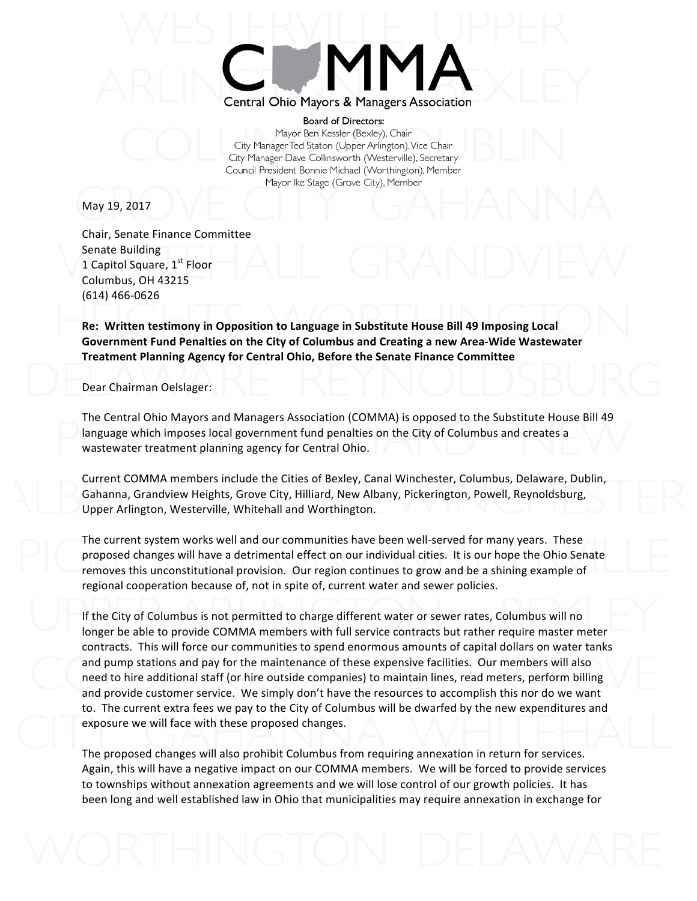# COMMA

Central Ohio Mayors & Managers Association

Board of Directors:
Mayor Ben Kessler (Bexley), Chair
City Manager Ted Staton (Upper Arlington), Vice Chair
City Manager Dave Collinsworth (Westerville), Secretary
Council President Bonnie Michael (Worthington), Member
Mayor Ike Stage (Grove City), Member

May 19, 2017

Chair, Senate Finance Committee
Senate Building
1 Capitol Square, 1st Floor
Columbus, OH 43215
(614) 466-0626

**Re: Written testimony in Opposition to Language in Substitute House Bill 49 Imposing Local Government Fund Penalties on the City of Columbus and Creating a new Area-Wide Wastewater Treatment Planning Agency for Central Ohio, Before the Senate Finance Committee**

Dear Chairman Oelslager:

The Central Ohio Mayors and Managers Association (COMMA) is opposed to the Substitute House Bill 49 language which imposes local government fund penalties on the City of Columbus and creates a wastewater treatment planning agency for Central Ohio.

Current COMMA members include the Cities of Bexley, Canal Winchester, Columbus, Delaware, Dublin, Gahanna, Grandview Heights, Grove City, Hilliard, New Albany, Pickerington, Powell, Reynoldsburg, Upper Arlington, Westerville, Whitehall and Worthington.

The current system works well and our communities have been well-served for many years. These proposed changes will have a detrimental effect on our individual cities. It is our hope the Ohio Senate removes this unconstitutional provision. Our region continues to grow and be a shining example of regional cooperation because of, not in spite of, current water and sewer policies.

If the City of Columbus is not permitted to charge different water or sewer rates, Columbus will no longer be able to provide COMMA members with full service contracts but rather require master meter contracts. This will force our communities to spend enormous amounts of capital dollars on water tanks and pump stations and pay for the maintenance of these expensive facilities. Our members will also need to hire additional staff (or hire outside companies) to maintain lines, read meters, perform billing and provide customer service. We simply don't have the resources to accomplish this nor do we want to. The current extra fees we pay to the City of Columbus will be dwarfed by the new expenditures and exposure we will face with these proposed changes.

The proposed changes will also prohibit Columbus from requiring annexation in return for services. Again, this will have a negative impact on our COMMA members. We will be forced to provide services to townships without annexation agreements and we will lose control of our growth policies. It has been long and well established law in Ohio that municipalities may require annexation in exchange for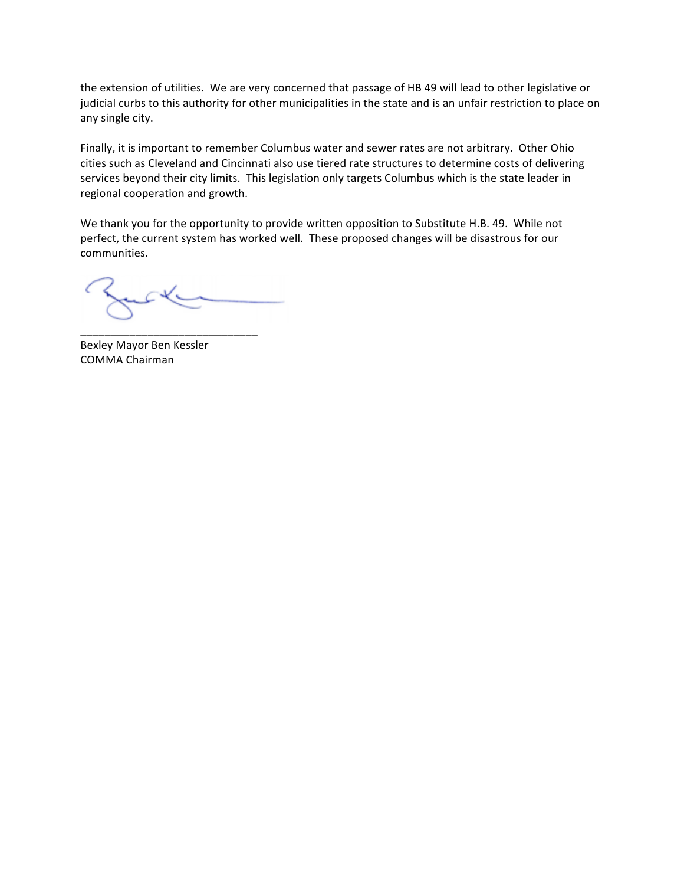the extension of utilities. We are very concerned that passage of HB 49 will lead to other legislative or judicial curbs to this authority for other municipalities in the state and is an unfair restriction to place on any single city.

Finally, it is important to remember Columbus water and sewer rates are not arbitrary. Other Ohio cities such as Cleveland and Cincinnati also use tiered rate structures to determine costs of delivering services beyond their city limits. This legislation only targets Columbus which is the state leader in regional cooperation and growth.

We thank you for the opportunity to provide written opposition to Substitute H.B. 49. While not perfect, the current system has worked well. These proposed changes will be disastrous for our communities.

_____________________________

Bexley Mayor Ben Kessler
COMMA Chairman